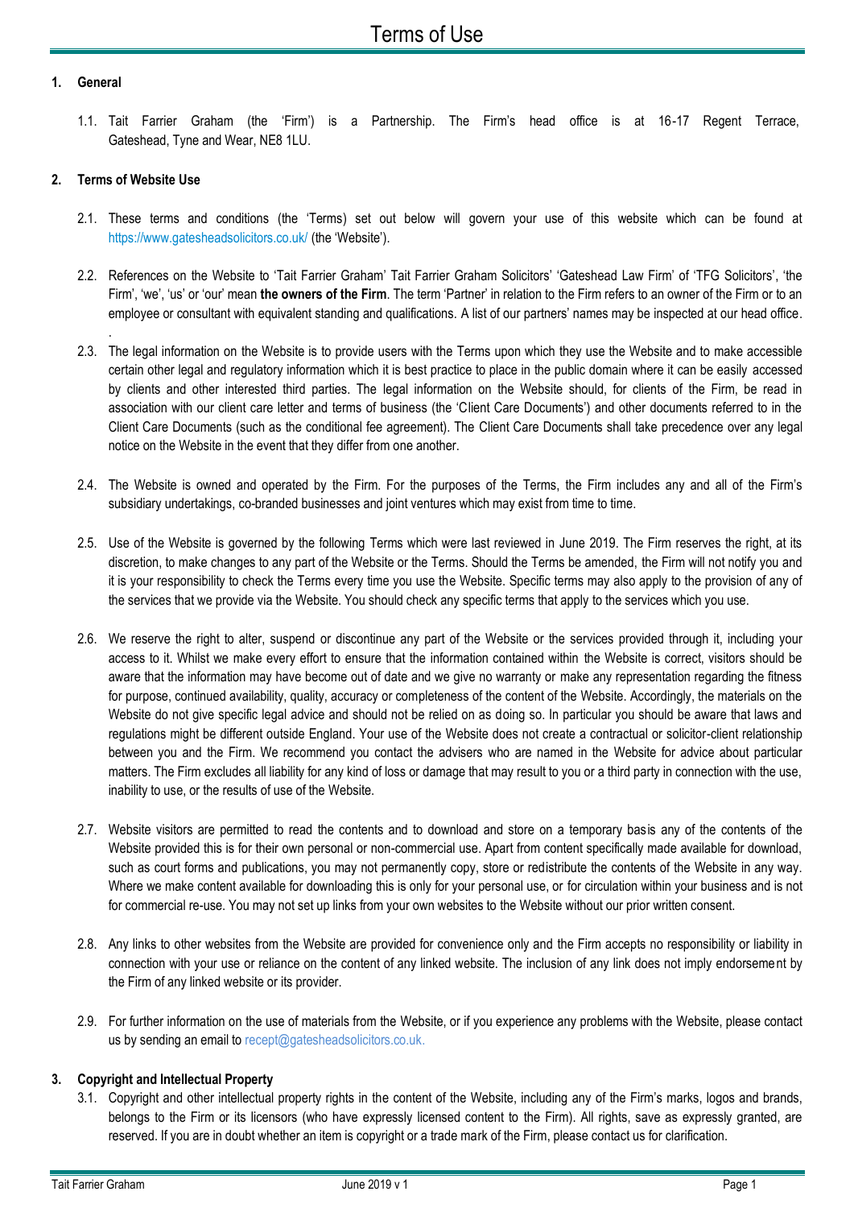# Terms of Use

## 1. General

1.1. Tait Farrier Graham (the 'Firm') is a Partnership. The Firm's head office is at 16-17 Regent Terrace, Gateshead, Tyne and Wear, NE8 1LU.

## 2. Terms of Website Use

2.1. These terms and conditions (the 'Terms) set out below will govern your use of this website which can be found at https://www.gatesheadsolicitors.co.uk/ (the 'Website').

2.2. References on the Website to 'Tait Farrier Graham' Tait Farrier Graham Solicitors' 'Gateshead Law Firm' of 'TFG Solicitors', 'the Firm', 'we', 'us' or 'our' mean **the owners of the Firm**. The term 'Partner' in relation to the Firm refers to an owner of the Firm or to an employee or consultant with equivalent standing and qualifications. A list of our partners' names may be inspected at our head office.
.

2.3. The legal information on the Website is to provide users with the Terms upon which they use the Website and to make accessible certain other legal and regulatory information which it is best practice to place in the public domain where it can be easily accessed by clients and other interested third parties. The legal information on the Website should, for clients of the Firm, be read in association with our client care letter and terms of business (the 'Client Care Documents') and other documents referred to in the Client Care Documents (such as the conditional fee agreement). The Client Care Documents shall take precedence over any legal notice on the Website in the event that they differ from one another.

2.4. The Website is owned and operated by the Firm. For the purposes of the Terms, the Firm includes any and all of the Firm's subsidiary undertakings, co-branded businesses and joint ventures which may exist from time to time.

2.5. Use of the Website is governed by the following Terms which were last reviewed in June 2019. The Firm reserves the right, at its discretion, to make changes to any part of the Website or the Terms. Should the Terms be amended, the Firm will not notify you and it is your responsibility to check the Terms every time you use the Website. Specific terms may also apply to the provision of any of the services that we provide via the Website. You should check any specific terms that apply to the services which you use.

2.6. We reserve the right to alter, suspend or discontinue any part of the Website or the services provided through it, including your access to it. Whilst we make every effort to ensure that the information contained within the Website is correct, visitors should be aware that the information may have become out of date and we give no warranty or make any representation regarding the fitness for purpose, continued availability, quality, accuracy or completeness of the content of the Website. Accordingly, the materials on the Website do not give specific legal advice and should not be relied on as doing so. In particular you should be aware that laws and regulations might be different outside England. Your use of the Website does not create a contractual or solicitor-client relationship between you and the Firm. We recommend you contact the advisers who are named in the Website for advice about particular matters. The Firm excludes all liability for any kind of loss or damage that may result to you or a third party in connection with the use, inability to use, or the results of use of the Website.

2.7. Website visitors are permitted to read the contents and to download and store on a temporary basis any of the contents of the Website provided this is for their own personal or non-commercial use. Apart from content specifically made available for download, such as court forms and publications, you may not permanently copy, store or redistribute the contents of the Website in any way. Where we make content available for downloading this is only for your personal use, or for circulation within your business and is not for commercial re-use. You may not set up links from your own websites to the Website without our prior written consent.

2.8. Any links to other websites from the Website are provided for convenience only and the Firm accepts no responsibility or liability in connection with your use or reliance on the content of any linked website. The inclusion of any link does not imply endorsement by the Firm of any linked website or its provider.

2.9. For further information on the use of materials from the Website, or if you experience any problems with the Website, please contact us by sending an email to recept@gatesheadsolicitors.co.uk.

## 3. Copyright and Intellectual Property

3.1. Copyright and other intellectual property rights in the content of the Website, including any of the Firm's marks, logos and brands, belongs to the Firm or its licensors (who have expressly licensed content to the Firm). All rights, save as expressly granted, are reserved. If you are in doubt whether an item is copyright or a trade mark of the Firm, please contact us for clarification.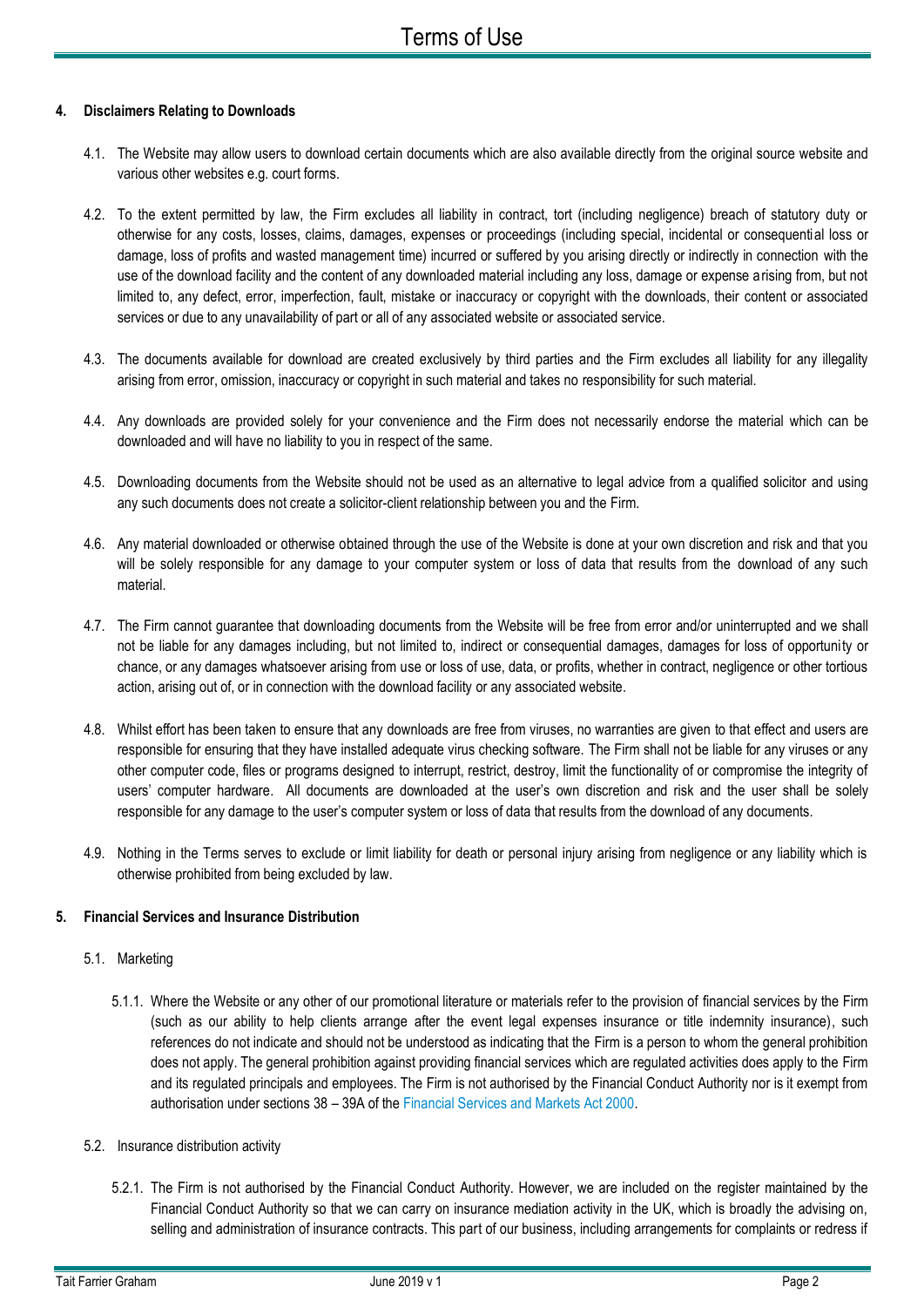#### 4. Disclaimers Relating to Downloads

4.1. The Website may allow users to download certain documents which are also available directly from the original source website and various other websites e.g. court forms.

4.2. To the extent permitted by law, the Firm excludes all liability in contract, tort (including negligence) breach of statutory duty or otherwise for any costs, losses, claims, damages, expenses or proceedings (including special, incidental or consequential loss or damage, loss of profits and wasted management time) incurred or suffered by you arising directly or indirectly in connection with the use of the download facility and the content of any downloaded material including any loss, damage or expense arising from, but not limited to, any defect, error, imperfection, fault, mistake or inaccuracy or copyright with the downloads, their content or associated services or due to any unavailability of part or all of any associated website or associated service.

4.3. The documents available for download are created exclusively by third parties and the Firm excludes all liability for any illegality arising from error, omission, inaccuracy or copyright in such material and takes no responsibility for such material.

4.4. Any downloads are provided solely for your convenience and the Firm does not necessarily endorse the material which can be downloaded and will have no liability to you in respect of the same.

4.5. Downloading documents from the Website should not be used as an alternative to legal advice from a qualified solicitor and using any such documents does not create a solicitor-client relationship between you and the Firm.

4.6. Any material downloaded or otherwise obtained through the use of the Website is done at your own discretion and risk and that you will be solely responsible for any damage to your computer system or loss of data that results from the download of any such material.

4.7. The Firm cannot guarantee that downloading documents from the Website will be free from error and/or uninterrupted and we shall not be liable for any damages including, but not limited to, indirect or consequential damages, damages for loss of opportunity or chance, or any damages whatsoever arising from use or loss of use, data, or profits, whether in contract, negligence or other tortious action, arising out of, or in connection with the download facility or any associated website.

4.8. Whilst effort has been taken to ensure that any downloads are free from viruses, no warranties are given to that effect and users are responsible for ensuring that they have installed adequate virus checking software. The Firm shall not be liable for any viruses or any other computer code, files or programs designed to interrupt, restrict, destroy, limit the functionality of or compromise the integrity of users' computer hardware. All documents are downloaded at the user's own discretion and risk and the user shall be solely responsible for any damage to the user's computer system or loss of data that results from the download of any documents.

4.9. Nothing in the Terms serves to exclude or limit liability for death or personal injury arising from negligence or any liability which is otherwise prohibited from being excluded by law.

#### 5. Financial Services and Insurance Distribution

5.1. Marketing

5.1.1. Where the Website or any other of our promotional literature or materials refer to the provision of financial services by the Firm (such as our ability to help clients arrange after the event legal expenses insurance or title indemnity insurance), such references do not indicate and should not be understood as indicating that the Firm is a person to whom the general prohibition does not apply. The general prohibition against providing financial services which are regulated activities does apply to the Firm and its regulated principals and employees. The Firm is not authorised by the Financial Conduct Authority nor is it exempt from authorisation under sections 38 – 39A of the Financial Services and Markets Act 2000.

5.2. Insurance distribution activity

5.2.1. The Firm is not authorised by the Financial Conduct Authority. However, we are included on the register maintained by the Financial Conduct Authority so that we can carry on insurance mediation activity in the UK, which is broadly the advising on, selling and administration of insurance contracts. This part of our business, including arrangements for complaints or redress if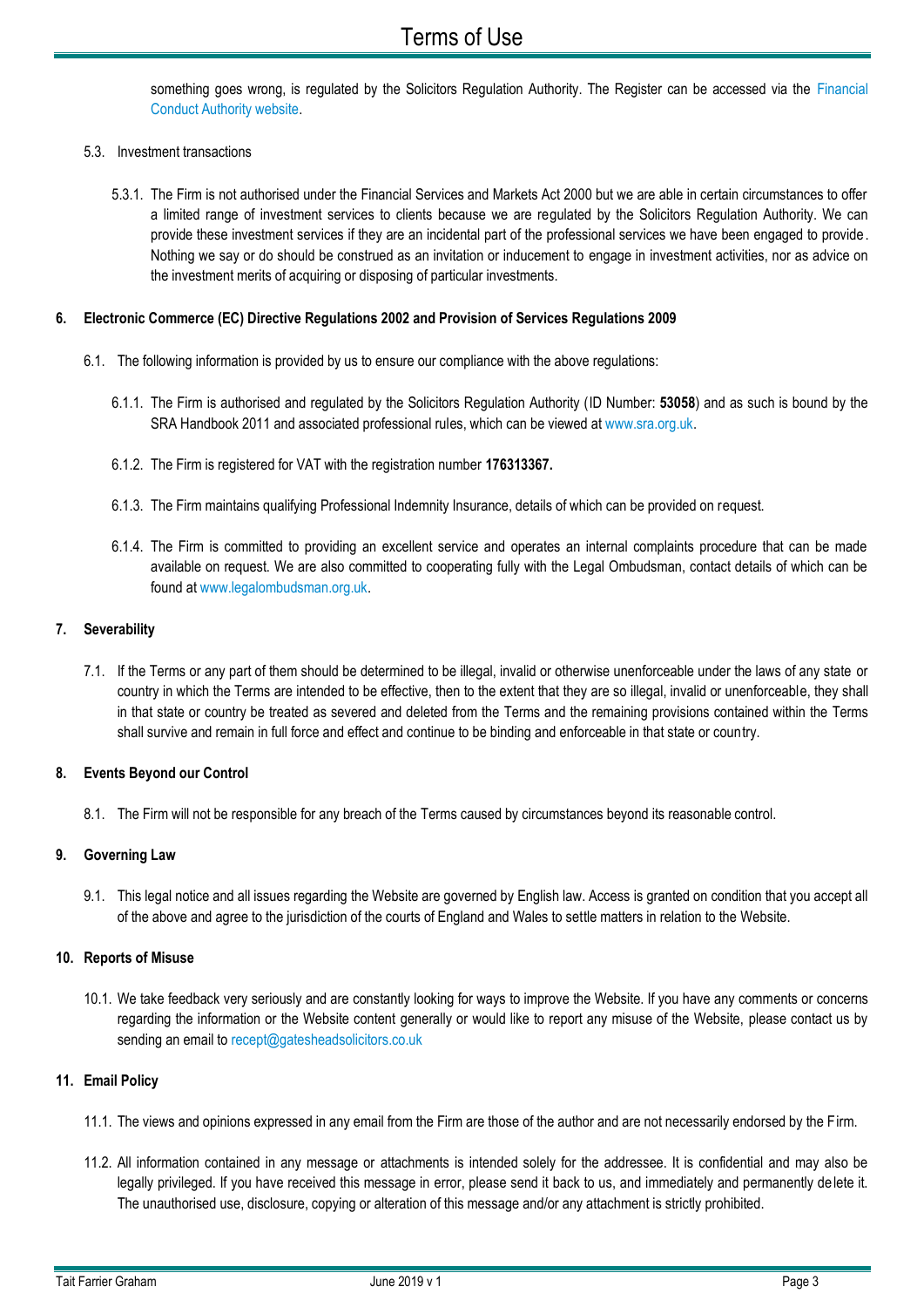something goes wrong, is regulated by the Solicitors Regulation Authority. The Register can be accessed via the Financial Conduct Authority website.

5.3. Investment transactions

5.3.1. The Firm is not authorised under the Financial Services and Markets Act 2000 but we are able in certain circumstances to offer a limited range of investment services to clients because we are regulated by the Solicitors Regulation Authority. We can provide these investment services if they are an incidental part of the professional services we have been engaged to provide. Nothing we say or do should be construed as an invitation or inducement to engage in investment activities, nor as advice on the investment merits of acquiring or disposing of particular investments.

## 6. Electronic Commerce (EC) Directive Regulations 2002 and Provision of Services Regulations 2009

6.1. The following information is provided by us to ensure our compliance with the above regulations:

6.1.1. The Firm is authorised and regulated by the Solicitors Regulation Authority (ID Number: **53058**) and as such is bound by the SRA Handbook 2011 and associated professional rules, which can be viewed at www.sra.org.uk.

6.1.2. The Firm is registered for VAT with the registration number **176313367.**

6.1.3. The Firm maintains qualifying Professional Indemnity Insurance, details of which can be provided on request.

6.1.4. The Firm is committed to providing an excellent service and operates an internal complaints procedure that can be made available on request. We are also committed to cooperating fully with the Legal Ombudsman, contact details of which can be found at www.legalombudsman.org.uk.

## 7. Severability

7.1. If the Terms or any part of them should be determined to be illegal, invalid or otherwise unenforceable under the laws of any state or country in which the Terms are intended to be effective, then to the extent that they are so illegal, invalid or unenforceable, they shall in that state or country be treated as severed and deleted from the Terms and the remaining provisions contained within the Terms shall survive and remain in full force and effect and continue to be binding and enforceable in that state or country.

## 8. Events Beyond our Control

8.1. The Firm will not be responsible for any breach of the Terms caused by circumstances beyond its reasonable control.

## 9. Governing Law

9.1. This legal notice and all issues regarding the Website are governed by English law. Access is granted on condition that you accept all of the above and agree to the jurisdiction of the courts of England and Wales to settle matters in relation to the Website.

## 10. Reports of Misuse

10.1. We take feedback very seriously and are constantly looking for ways to improve the Website. If you have any comments or concerns regarding the information or the Website content generally or would like to report any misuse of the Website, please contact us by sending an email to recept@gatesheadsolicitors.co.uk

## 11. Email Policy

11.1. The views and opinions expressed in any email from the Firm are those of the author and are not necessarily endorsed by the Firm.

11.2. All information contained in any message or attachments is intended solely for the addressee. It is confidential and may also be legally privileged. If you have received this message in error, please send it back to us, and immediately and permanently delete it. The unauthorised use, disclosure, copying or alteration of this message and/or any attachment is strictly prohibited.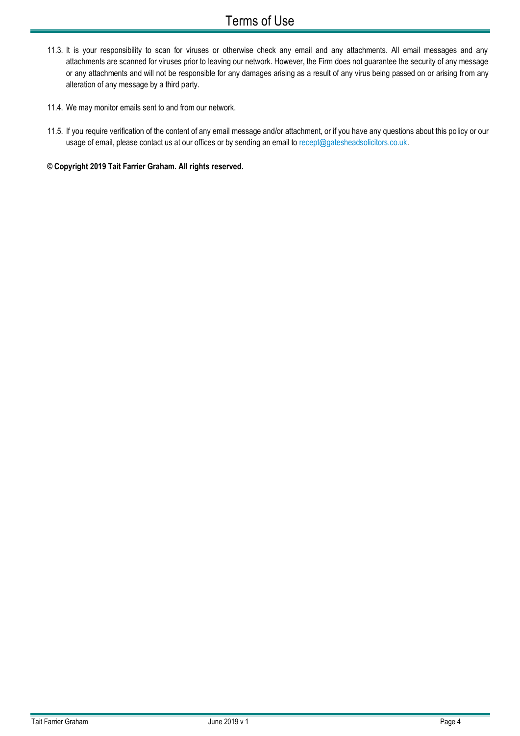11.3. It is your responsibility to scan for viruses or otherwise check any email and any attachments. All email messages and any attachments are scanned for viruses prior to leaving our network. However, the Firm does not guarantee the security of any message or any attachments and will not be responsible for any damages arising as a result of any virus being passed on or arising from any alteration of any message by a third party.

11.4. We may monitor emails sent to and from our network.

11.5. If you require verification of the content of any email message and/or attachment, or if you have any questions about this policy or our usage of email, please contact us at our offices or by sending an email to recept@gatesheadsolicitors.co.uk.

**© Copyright 2019 Tait Farrier Graham. All rights reserved.**